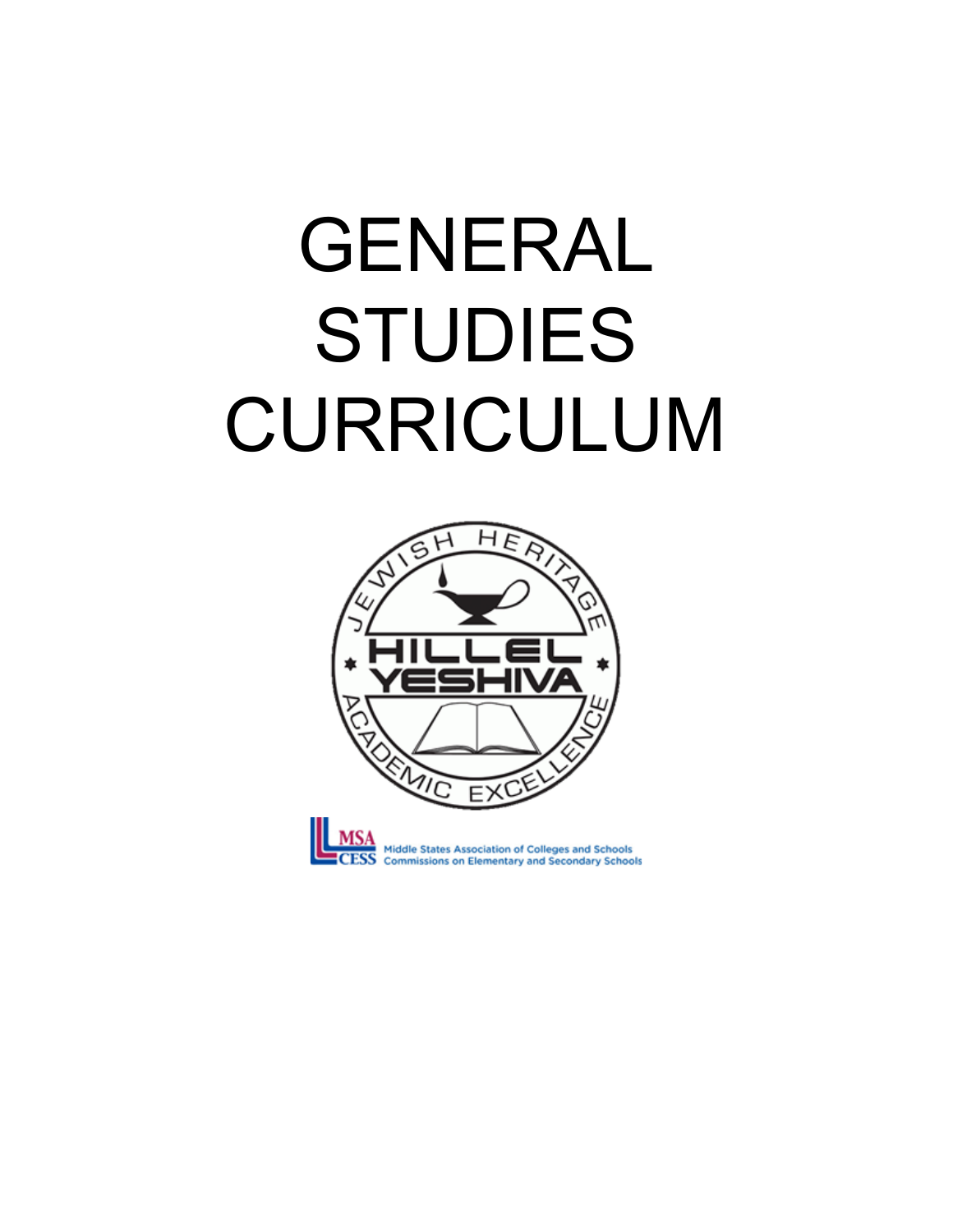# GENERAL STUDIES CURRICULUM

JEWISH HERITAGE

HILLEL YESHIVA

ACADEMIC EXCELLENCE

MSA CESS Middle States Association of Colleges and Schools Commissions on Elementary and Secondary Schools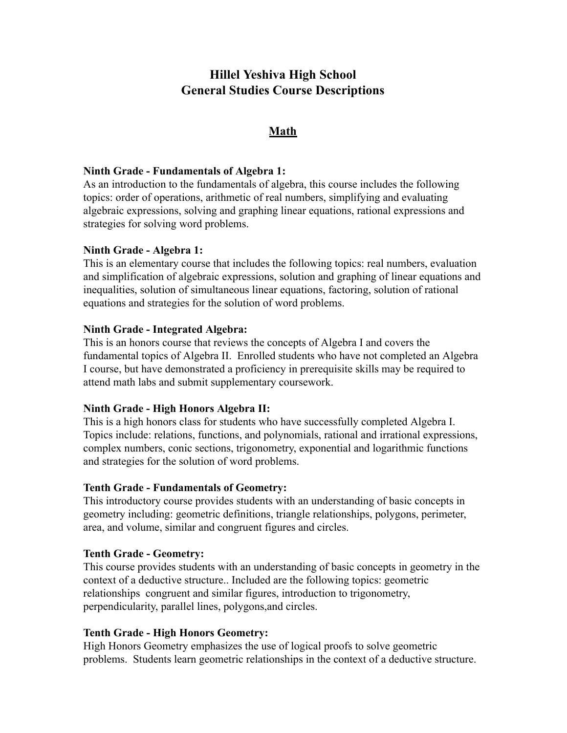# Hillel Yeshiva High School
# General Studies Course Descriptions

## Math

**Ninth Grade - Fundamentals of Algebra 1:**
As an introduction to the fundamentals of algebra, this course includes the following topics: order of operations, arithmetic of real numbers, simplifying and evaluating algebraic expressions, solving and graphing linear equations, rational expressions and strategies for solving word problems.

**Ninth Grade - Algebra 1:**
This is an elementary course that includes the following topics: real numbers, evaluation and simplification of algebraic expressions, solution and graphing of linear equations and inequalities, solution of simultaneous linear equations, factoring, solution of rational equations and strategies for the solution of word problems.

**Ninth Grade - Integrated Algebra:**
This is an honors course that reviews the concepts of Algebra I and covers the fundamental topics of Algebra II. Enrolled students who have not completed an Algebra I course, but have demonstrated a proficiency in prerequisite skills may be required to attend math labs and submit supplementary coursework.

**Ninth Grade - High Honors Algebra II:**
This is a high honors class for students who have successfully completed Algebra I. Topics include: relations, functions, and polynomials, rational and irrational expressions, complex numbers, conic sections, trigonometry, exponential and logarithmic functions and strategies for the solution of word problems.

**Tenth Grade - Fundamentals of Geometry:**
This introductory course provides students with an understanding of basic concepts in geometry including: geometric definitions, triangle relationships, polygons, perimeter, area, and volume, similar and congruent figures and circles.

**Tenth Grade - Geometry:**
This course provides students with an understanding of basic concepts in geometry in the context of a deductive structure.. Included are the following topics: geometric relationships congruent and similar figures, introduction to trigonometry, perpendicularity, parallel lines, polygons,and circles.

**Tenth Grade - High Honors Geometry:**
High Honors Geometry emphasizes the use of logical proofs to solve geometric problems. Students learn geometric relationships in the context of a deductive structure.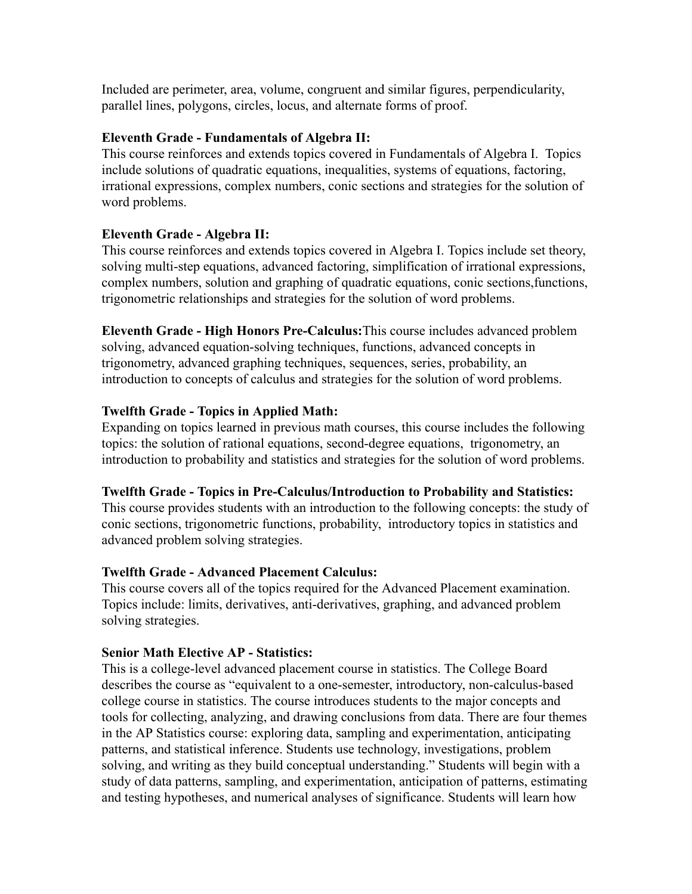Included are perimeter, area, volume, congruent and similar figures, perpendicularity, parallel lines, polygons, circles, locus, and alternate forms of proof.

**Eleventh Grade - Fundamentals of Algebra II:**
This course reinforces and extends topics covered in Fundamentals of Algebra I. Topics include solutions of quadratic equations, inequalities, systems of equations, factoring, irrational expressions, complex numbers, conic sections and strategies for the solution of word problems.

**Eleventh Grade - Algebra II:**
This course reinforces and extends topics covered in Algebra I. Topics include set theory, solving multi-step equations, advanced factoring, simplification of irrational expressions, complex numbers, solution and graphing of quadratic equations, conic sections,functions, trigonometric relationships and strategies for the solution of word problems.

**Eleventh Grade - High Honors Pre-Calculus:** This course includes advanced problem solving, advanced equation-solving techniques, functions, advanced concepts in trigonometry, advanced graphing techniques, sequences, series, probability, an introduction to concepts of calculus and strategies for the solution of word problems.

**Twelfth Grade - Topics in Applied Math:**
Expanding on topics learned in previous math courses, this course includes the following topics: the solution of rational equations, second-degree equations, trigonometry, an introduction to probability and statistics and strategies for the solution of word problems.

**Twelfth Grade - Topics in Pre-Calculus/Introduction to Probability and Statistics:**
This course provides students with an introduction to the following concepts: the study of conic sections, trigonometric functions, probability, introductory topics in statistics and advanced problem solving strategies.

**Twelfth Grade - Advanced Placement Calculus:**
This course covers all of the topics required for the Advanced Placement examination. Topics include: limits, derivatives, anti-derivatives, graphing, and advanced problem solving strategies.

**Senior Math Elective AP - Statistics:**
This is a college-level advanced placement course in statistics. The College Board describes the course as "equivalent to a one-semester, introductory, non-calculus-based college course in statistics. The course introduces students to the major concepts and tools for collecting, analyzing, and drawing conclusions from data. There are four themes in the AP Statistics course: exploring data, sampling and experimentation, anticipating patterns, and statistical inference. Students use technology, investigations, problem solving, and writing as they build conceptual understanding." Students will begin with a study of data patterns, sampling, and experimentation, anticipation of patterns, estimating and testing hypotheses, and numerical analyses of significance. Students will learn how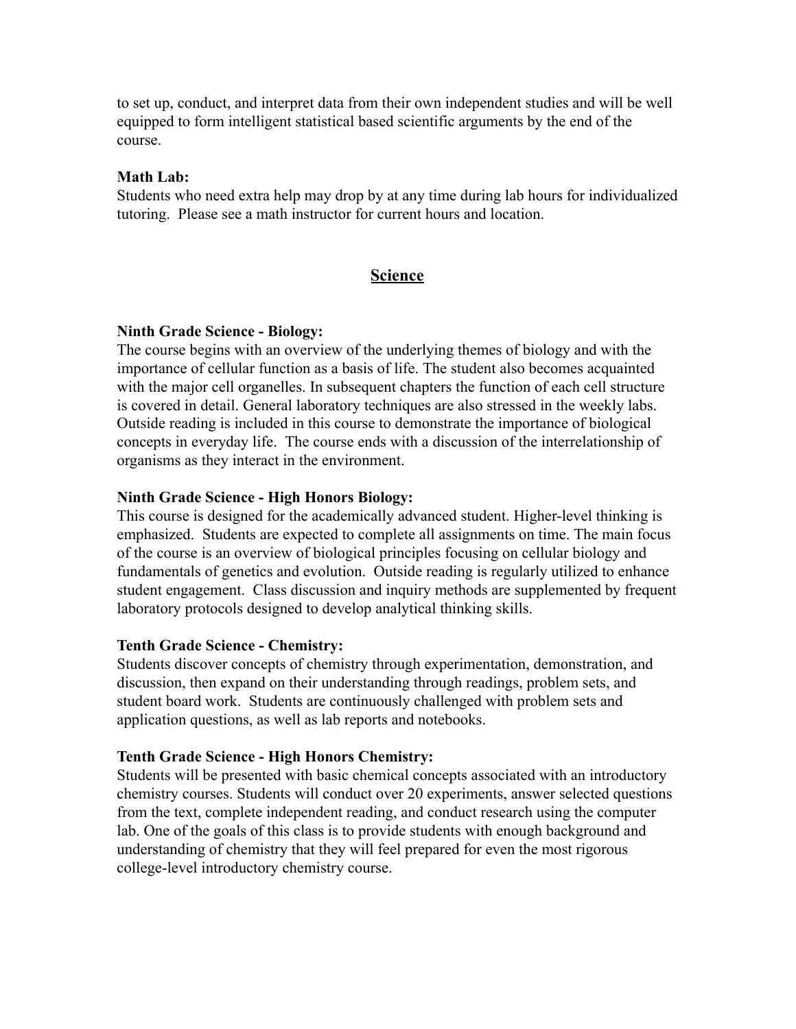to set up, conduct, and interpret data from their own independent studies and will be well equipped to form intelligent statistical based scientific arguments by the end of the course.

**Math Lab:**
Students who need extra help may drop by at any time during lab hours for individualized tutoring. Please see a math instructor for current hours and location.

## <u>Science</u>

**Ninth Grade Science - Biology:**
The course begins with an overview of the underlying themes of biology and with the importance of cellular function as a basis of life. The student also becomes acquainted with the major cell organelles. In subsequent chapters the function of each cell structure is covered in detail. General laboratory techniques are also stressed in the weekly labs. Outside reading is included in this course to demonstrate the importance of biological concepts in everyday life. The course ends with a discussion of the interrelationship of organisms as they interact in the environment.

**Ninth Grade Science - High Honors Biology:**
This course is designed for the academically advanced student. Higher-level thinking is emphasized. Students are expected to complete all assignments on time. The main focus of the course is an overview of biological principles focusing on cellular biology and fundamentals of genetics and evolution. Outside reading is regularly utilized to enhance student engagement. Class discussion and inquiry methods are supplemented by frequent laboratory protocols designed to develop analytical thinking skills.

**Tenth Grade Science - Chemistry:**
Students discover concepts of chemistry through experimentation, demonstration, and discussion, then expand on their understanding through readings, problem sets, and student board work. Students are continuously challenged with problem sets and application questions, as well as lab reports and notebooks.

**Tenth Grade Science - High Honors Chemistry:**
Students will be presented with basic chemical concepts associated with an introductory chemistry courses. Students will conduct over 20 experiments, answer selected questions from the text, complete independent reading, and conduct research using the computer lab. One of the goals of this class is to provide students with enough background and understanding of chemistry that they will feel prepared for even the most rigorous college-level introductory chemistry course.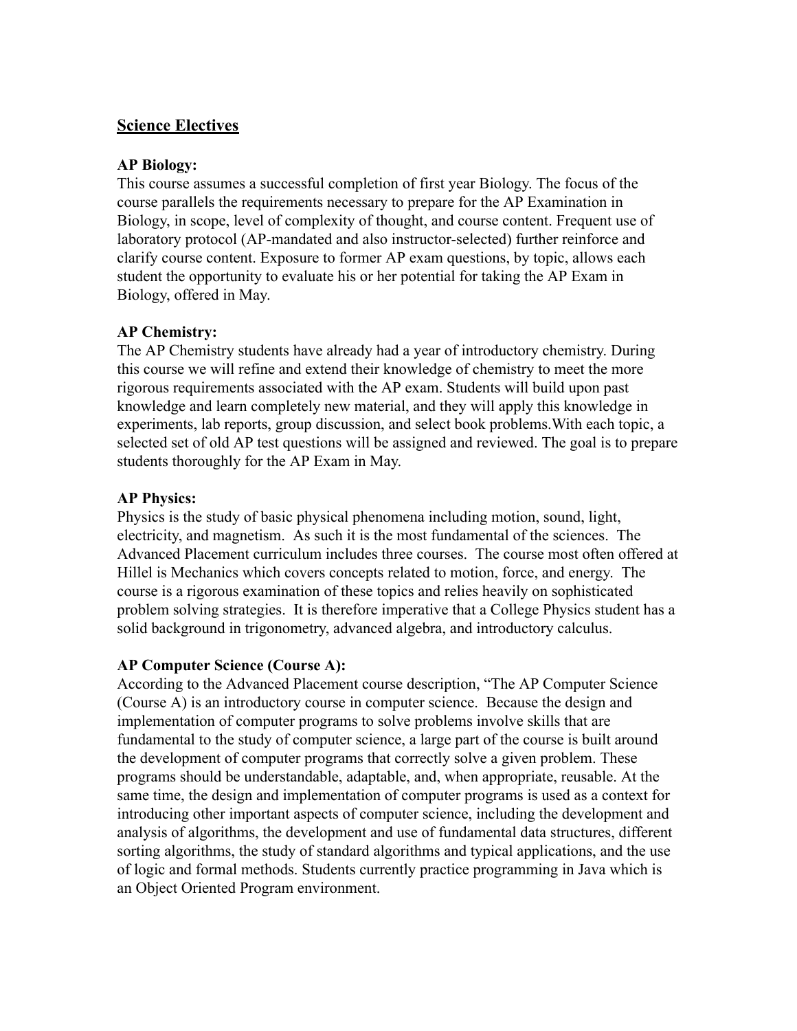## Science Electives

**AP Biology:**
This course assumes a successful completion of first year Biology. The focus of the course parallels the requirements necessary to prepare for the AP Examination in Biology, in scope, level of complexity of thought, and course content. Frequent use of laboratory protocol (AP-mandated and also instructor-selected) further reinforce and clarify course content. Exposure to former AP exam questions, by topic, allows each student the opportunity to evaluate his or her potential for taking the AP Exam in Biology, offered in May.

**AP Chemistry:**
The AP Chemistry students have already had a year of introductory chemistry. During this course we will refine and extend their knowledge of chemistry to meet the more rigorous requirements associated with the AP exam. Students will build upon past knowledge and learn completely new material, and they will apply this knowledge in experiments, lab reports, group discussion, and select book problems.With each topic, a selected set of old AP test questions will be assigned and reviewed. The goal is to prepare students thoroughly for the AP Exam in May.

**AP Physics:**
Physics is the study of basic physical phenomena including motion, sound, light, electricity, and magnetism. As such it is the most fundamental of the sciences. The Advanced Placement curriculum includes three courses. The course most often offered at Hillel is Mechanics which covers concepts related to motion, force, and energy. The course is a rigorous examination of these topics and relies heavily on sophisticated problem solving strategies. It is therefore imperative that a College Physics student has a solid background in trigonometry, advanced algebra, and introductory calculus.

**AP Computer Science (Course A):**
According to the Advanced Placement course description, "The AP Computer Science (Course A) is an introductory course in computer science. Because the design and implementation of computer programs to solve problems involve skills that are fundamental to the study of computer science, a large part of the course is built around the development of computer programs that correctly solve a given problem. These programs should be understandable, adaptable, and, when appropriate, reusable. At the same time, the design and implementation of computer programs is used as a context for introducing other important aspects of computer science, including the development and analysis of algorithms, the development and use of fundamental data structures, different sorting algorithms, the study of standard algorithms and typical applications, and the use of logic and formal methods. Students currently practice programming in Java which is an Object Oriented Program environment.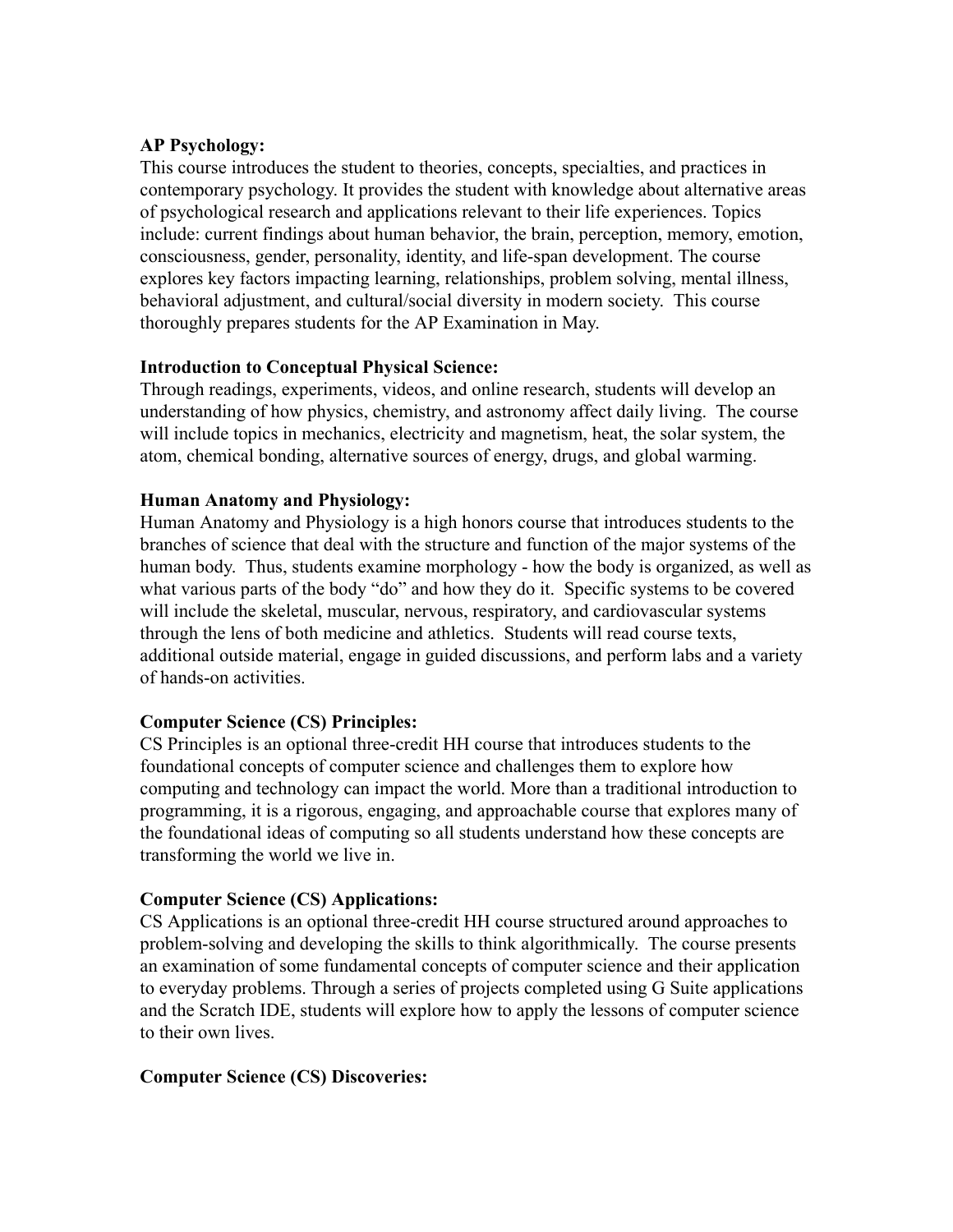**AP Psychology:**
This course introduces the student to theories, concepts, specialties, and practices in contemporary psychology. It provides the student with knowledge about alternative areas of psychological research and applications relevant to their life experiences. Topics include: current findings about human behavior, the brain, perception, memory, emotion, consciousness, gender, personality, identity, and life-span development. The course explores key factors impacting learning, relationships, problem solving, mental illness, behavioral adjustment, and cultural/social diversity in modern society. This course thoroughly prepares students for the AP Examination in May.

**Introduction to Conceptual Physical Science:**
Through readings, experiments, videos, and online research, students will develop an understanding of how physics, chemistry, and astronomy affect daily living. The course will include topics in mechanics, electricity and magnetism, heat, the solar system, the atom, chemical bonding, alternative sources of energy, drugs, and global warming.

**Human Anatomy and Physiology:**
Human Anatomy and Physiology is a high honors course that introduces students to the branches of science that deal with the structure and function of the major systems of the human body. Thus, students examine morphology - how the body is organized, as well as what various parts of the body "do" and how they do it. Specific systems to be covered will include the skeletal, muscular, nervous, respiratory, and cardiovascular systems through the lens of both medicine and athletics. Students will read course texts, additional outside material, engage in guided discussions, and perform labs and a variety of hands-on activities.

**Computer Science (CS) Principles:**
CS Principles is an optional three-credit HH course that introduces students to the foundational concepts of computer science and challenges them to explore how computing and technology can impact the world. More than a traditional introduction to programming, it is a rigorous, engaging, and approachable course that explores many of the foundational ideas of computing so all students understand how these concepts are transforming the world we live in.

**Computer Science (CS) Applications:**
CS Applications is an optional three-credit HH course structured around approaches to problem-solving and developing the skills to think algorithmically. The course presents an examination of some fundamental concepts of computer science and their application to everyday problems. Through a series of projects completed using G Suite applications and the Scratch IDE, students will explore how to apply the lessons of computer science to their own lives.

**Computer Science (CS) Discoveries:**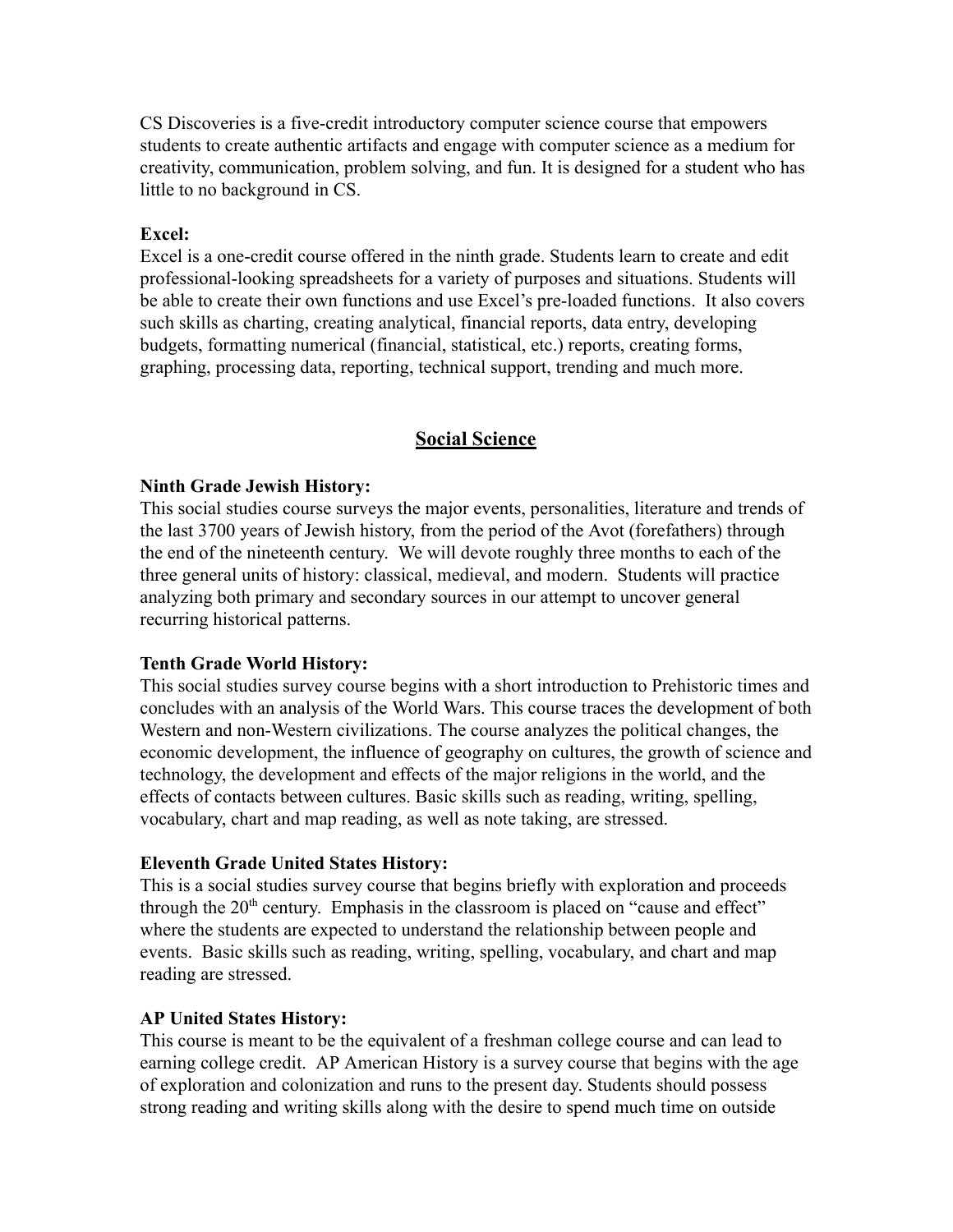CS Discoveries is a five-credit introductory computer science course that empowers students to create authentic artifacts and engage with computer science as a medium for creativity, communication, problem solving, and fun. It is designed for a student who has little to no background in CS.

**Excel:**
Excel is a one-credit course offered in the ninth grade. Students learn to create and edit professional-looking spreadsheets for a variety of purposes and situations. Students will be able to create their own functions and use Excel's pre-loaded functions. It also covers such skills as charting, creating analytical, financial reports, data entry, developing budgets, formatting numerical (financial, statistical, etc.) reports, creating forms, graphing, processing data, reporting, technical support, trending and much more.

## Social Science

**Ninth Grade Jewish History:**
This social studies course surveys the major events, personalities, literature and trends of the last 3700 years of Jewish history, from the period of the Avot (forefathers) through the end of the nineteenth century. We will devote roughly three months to each of the three general units of history: classical, medieval, and modern. Students will practice analyzing both primary and secondary sources in our attempt to uncover general recurring historical patterns.

**Tenth Grade World History:**
This social studies survey course begins with a short introduction to Prehistoric times and concludes with an analysis of the World Wars. This course traces the development of both Western and non-Western civilizations. The course analyzes the political changes, the economic development, the influence of geography on cultures, the growth of science and technology, the development and effects of the major religions in the world, and the effects of contacts between cultures. Basic skills such as reading, writing, spelling, vocabulary, chart and map reading, as well as note taking, are stressed.

**Eleventh Grade United States History:**
This is a social studies survey course that begins briefly with exploration and proceeds through the 20th century. Emphasis in the classroom is placed on "cause and effect" where the students are expected to understand the relationship between people and events. Basic skills such as reading, writing, spelling, vocabulary, and chart and map reading are stressed.

**AP United States History:**
This course is meant to be the equivalent of a freshman college course and can lead to earning college credit. AP American History is a survey course that begins with the age of exploration and colonization and runs to the present day. Students should possess strong reading and writing skills along with the desire to spend much time on outside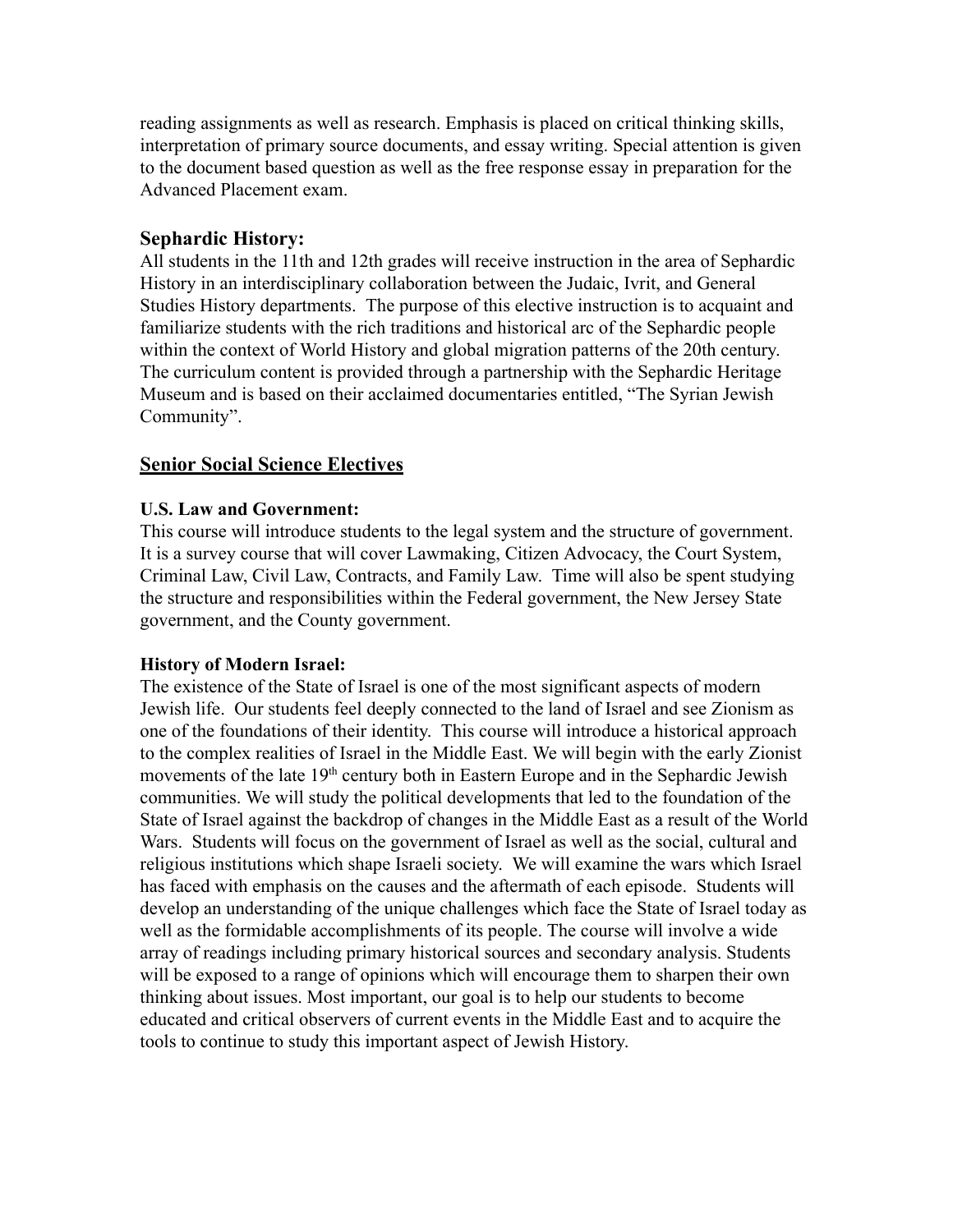reading assignments as well as research. Emphasis is placed on critical thinking skills, interpretation of primary source documents, and essay writing. Special attention is given to the document based question as well as the free response essay in preparation for the Advanced Placement exam.

### Sephardic History:

All students in the 11th and 12th grades will receive instruction in the area of Sephardic History in an interdisciplinary collaboration between the Judaic, Ivrit, and General Studies History departments. The purpose of this elective instruction is to acquaint and familiarize students with the rich traditions and historical arc of the Sephardic people within the context of World History and global migration patterns of the 20th century. The curriculum content is provided through a partnership with the Sephardic Heritage Museum and is based on their acclaimed documentaries entitled, "The Syrian Jewish Community".

## Senior Social Science Electives

**U.S. Law and Government:**

This course will introduce students to the legal system and the structure of government. It is a survey course that will cover Lawmaking, Citizen Advocacy, the Court System, Criminal Law, Civil Law, Contracts, and Family Law. Time will also be spent studying the structure and responsibilities within the Federal government, the New Jersey State government, and the County government.

**History of Modern Israel:**

The existence of the State of Israel is one of the most significant aspects of modern Jewish life. Our students feel deeply connected to the land of Israel and see Zionism as one of the foundations of their identity. This course will introduce a historical approach to the complex realities of Israel in the Middle East. We will begin with the early Zionist movements of the late 19th century both in Eastern Europe and in the Sephardic Jewish communities. We will study the political developments that led to the foundation of the State of Israel against the backdrop of changes in the Middle East as a result of the World Wars. Students will focus on the government of Israel as well as the social, cultural and religious institutions which shape Israeli society. We will examine the wars which Israel has faced with emphasis on the causes and the aftermath of each episode. Students will develop an understanding of the unique challenges which face the State of Israel today as well as the formidable accomplishments of its people. The course will involve a wide array of readings including primary historical sources and secondary analysis. Students will be exposed to a range of opinions which will encourage them to sharpen their own thinking about issues. Most important, our goal is to help our students to become educated and critical observers of current events in the Middle East and to acquire the tools to continue to study this important aspect of Jewish History.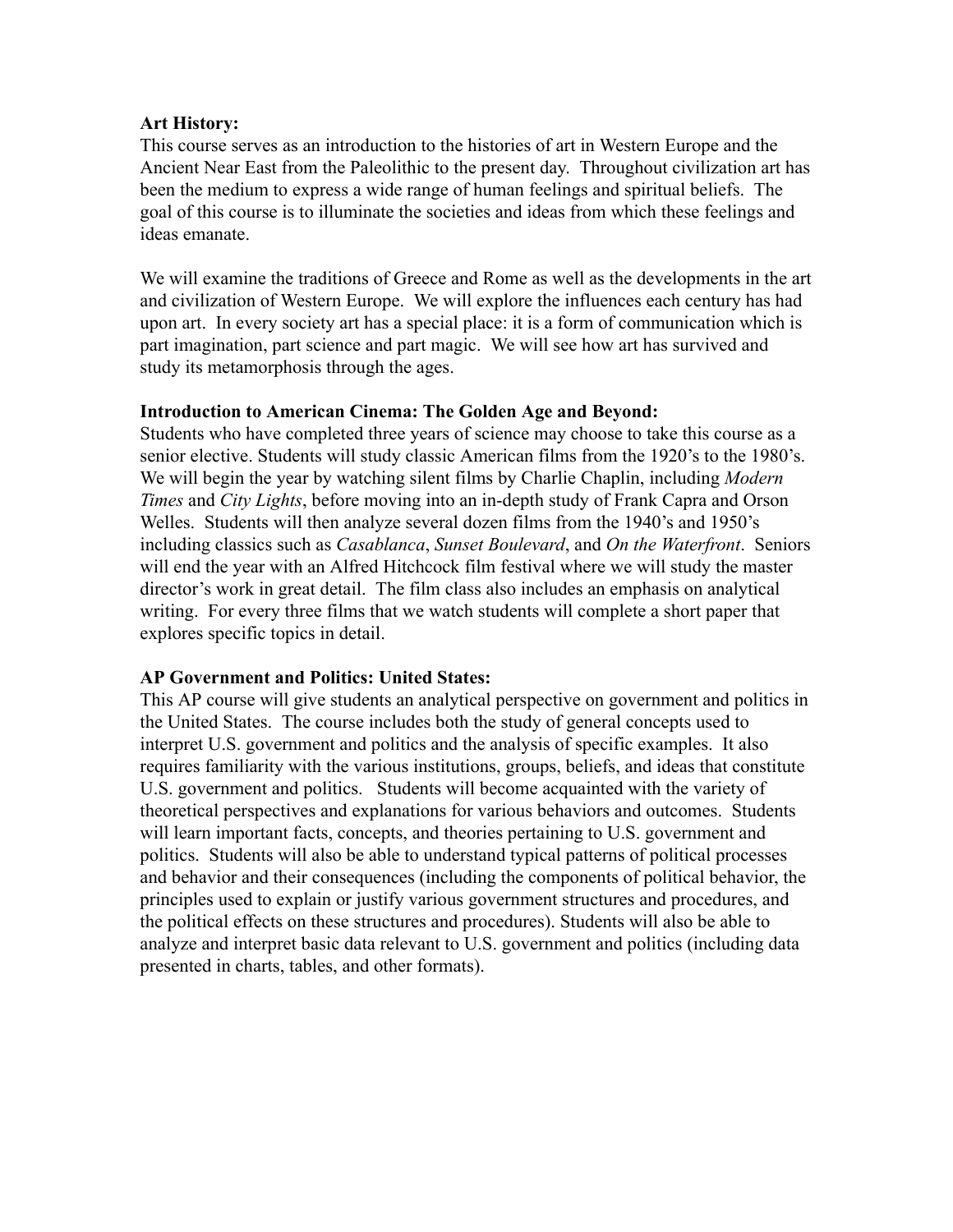**Art History:**
This course serves as an introduction to the histories of art in Western Europe and the Ancient Near East from the Paleolithic to the present day. Throughout civilization art has been the medium to express a wide range of human feelings and spiritual beliefs. The goal of this course is to illuminate the societies and ideas from which these feelings and ideas emanate.

We will examine the traditions of Greece and Rome as well as the developments in the art and civilization of Western Europe. We will explore the influences each century has had upon art. In every society art has a special place: it is a form of communication which is part imagination, part science and part magic. We will see how art has survived and study its metamorphosis through the ages.

**Introduction to American Cinema: The Golden Age and Beyond:**
Students who have completed three years of science may choose to take this course as a senior elective. Students will study classic American films from the 1920's to the 1980's. We will begin the year by watching silent films by Charlie Chaplin, including *Modern Times* and *City Lights*, before moving into an in-depth study of Frank Capra and Orson Welles. Students will then analyze several dozen films from the 1940's and 1950's including classics such as *Casablanca*, *Sunset Boulevard*, and *On the Waterfront*. Seniors will end the year with an Alfred Hitchcock film festival where we will study the master director's work in great detail. The film class also includes an emphasis on analytical writing. For every three films that we watch students will complete a short paper that explores specific topics in detail.

**AP Government and Politics: United States:**
This AP course will give students an analytical perspective on government and politics in the United States. The course includes both the study of general concepts used to interpret U.S. government and politics and the analysis of specific examples. It also requires familiarity with the various institutions, groups, beliefs, and ideas that constitute U.S. government and politics. Students will become acquainted with the variety of theoretical perspectives and explanations for various behaviors and outcomes. Students will learn important facts, concepts, and theories pertaining to U.S. government and politics. Students will also be able to understand typical patterns of political processes and behavior and their consequences (including the components of political behavior, the principles used to explain or justify various government structures and procedures, and the political effects on these structures and procedures). Students will also be able to analyze and interpret basic data relevant to U.S. government and politics (including data presented in charts, tables, and other formats).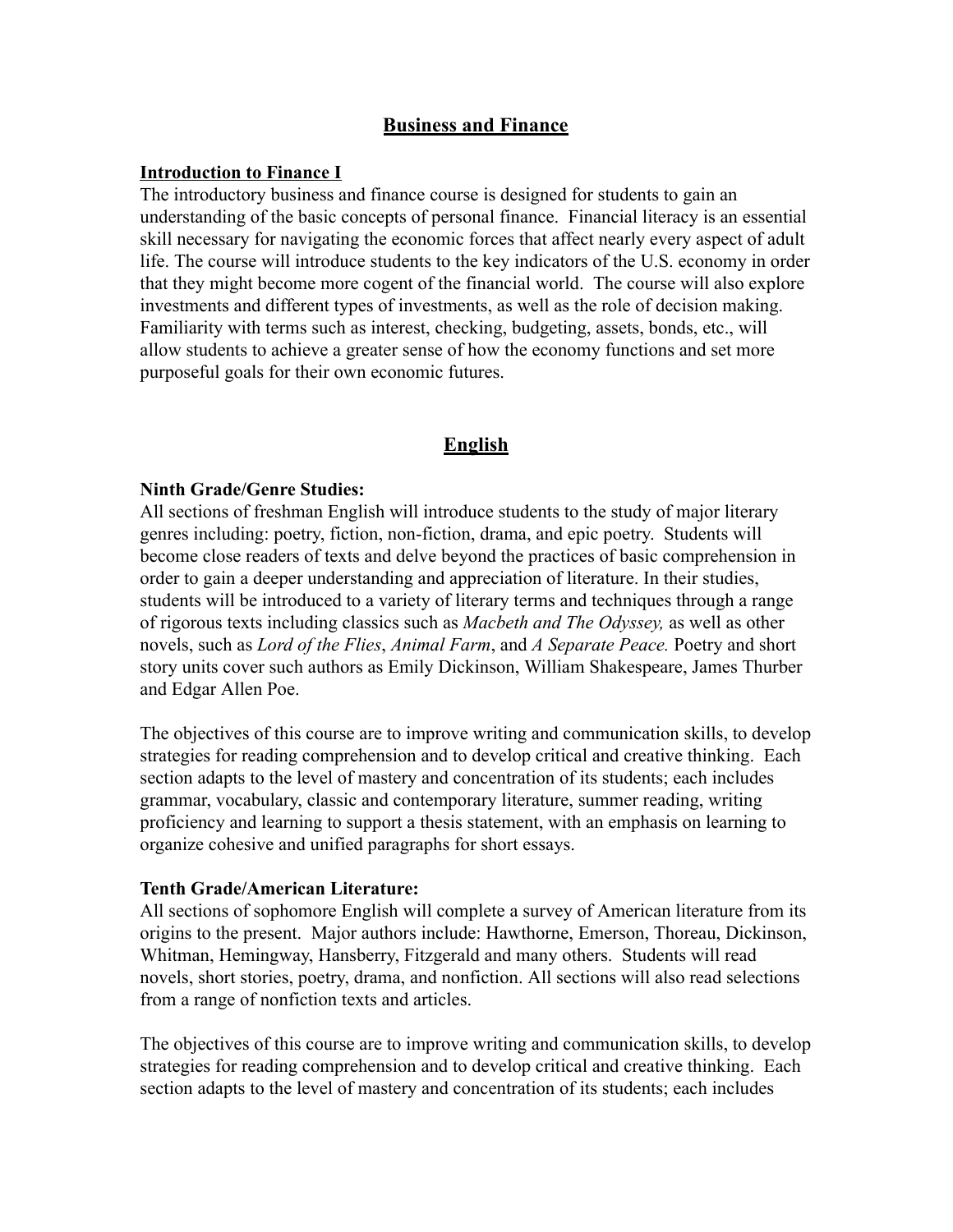## Business and Finance

**Introduction to Finance I**

The introductory business and finance course is designed for students to gain an understanding of the basic concepts of personal finance. Financial literacy is an essential skill necessary for navigating the economic forces that affect nearly every aspect of adult life. The course will introduce students to the key indicators of the U.S. economy in order that they might become more cogent of the financial world. The course will also explore investments and different types of investments, as well as the role of decision making. Familiarity with terms such as interest, checking, budgeting, assets, bonds, etc., will allow students to achieve a greater sense of how the economy functions and set more purposeful goals for their own economic futures.

## English

**Ninth Grade/Genre Studies:**

All sections of freshman English will introduce students to the study of major literary genres including: poetry, fiction, non-fiction, drama, and epic poetry. Students will become close readers of texts and delve beyond the practices of basic comprehension in order to gain a deeper understanding and appreciation of literature. In their studies, students will be introduced to a variety of literary terms and techniques through a range of rigorous texts including classics such as *Macbeth and The Odyssey,* as well as other novels, such as *Lord of the Flies*, *Animal Farm*, and *A Separate Peace.* Poetry and short story units cover such authors as Emily Dickinson, William Shakespeare, James Thurber and Edgar Allen Poe.

The objectives of this course are to improve writing and communication skills, to develop strategies for reading comprehension and to develop critical and creative thinking. Each section adapts to the level of mastery and concentration of its students; each includes grammar, vocabulary, classic and contemporary literature, summer reading, writing proficiency and learning to support a thesis statement, with an emphasis on learning to organize cohesive and unified paragraphs for short essays.

**Tenth Grade/American Literature:**

All sections of sophomore English will complete a survey of American literature from its origins to the present. Major authors include: Hawthorne, Emerson, Thoreau, Dickinson, Whitman, Hemingway, Hansberry, Fitzgerald and many others. Students will read novels, short stories, poetry, drama, and nonfiction. All sections will also read selections from a range of nonfiction texts and articles.

The objectives of this course are to improve writing and communication skills, to develop strategies for reading comprehension and to develop critical and creative thinking. Each section adapts to the level of mastery and concentration of its students; each includes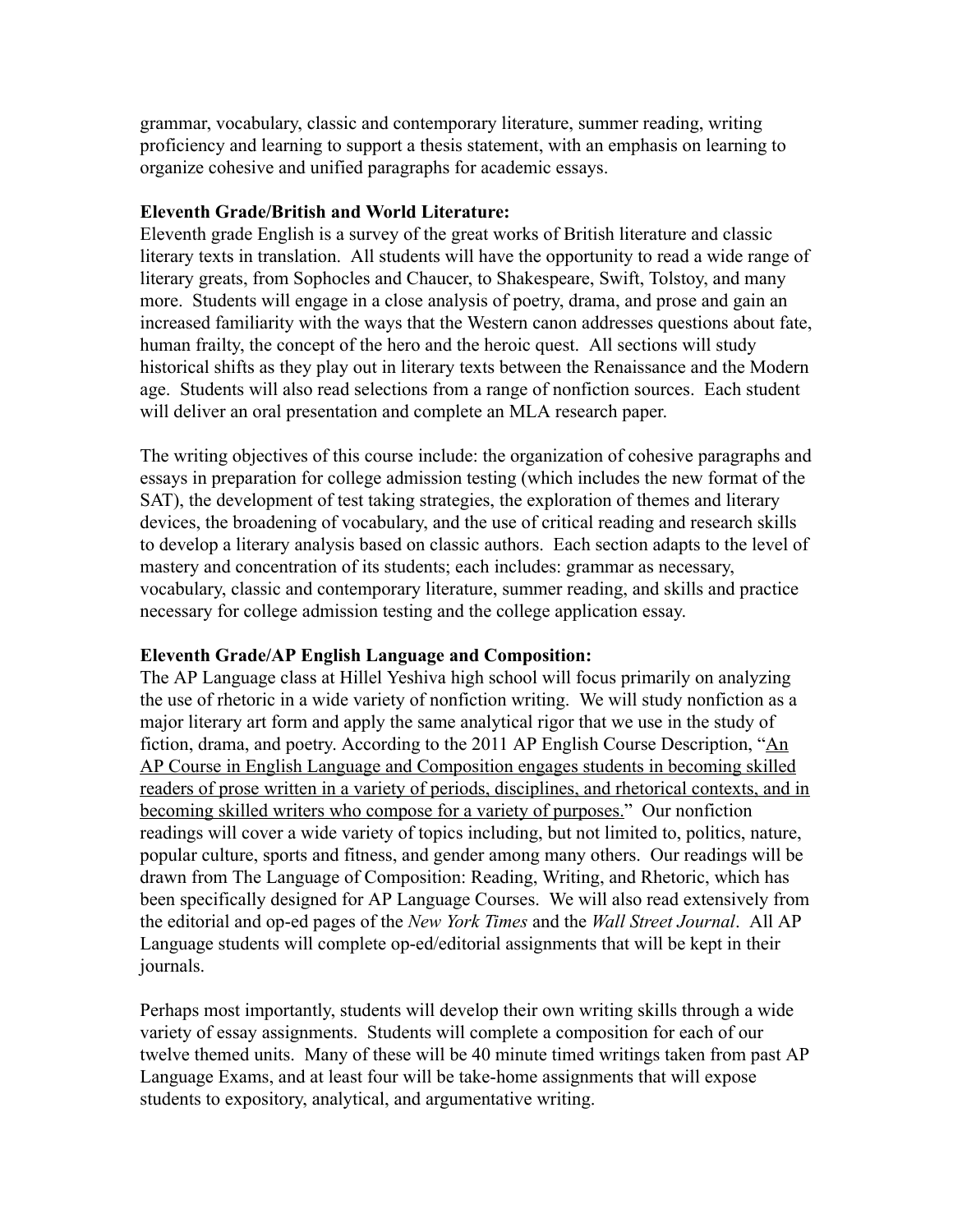grammar, vocabulary, classic and contemporary literature, summer reading, writing proficiency and learning to support a thesis statement, with an emphasis on learning to organize cohesive and unified paragraphs for academic essays.

**Eleventh Grade/British and World Literature:**
Eleventh grade English is a survey of the great works of British literature and classic literary texts in translation. All students will have the opportunity to read a wide range of literary greats, from Sophocles and Chaucer, to Shakespeare, Swift, Tolstoy, and many more. Students will engage in a close analysis of poetry, drama, and prose and gain an increased familiarity with the ways that the Western canon addresses questions about fate, human frailty, the concept of the hero and the heroic quest. All sections will study historical shifts as they play out in literary texts between the Renaissance and the Modern age. Students will also read selections from a range of nonfiction sources. Each student will deliver an oral presentation and complete an MLA research paper.

The writing objectives of this course include: the organization of cohesive paragraphs and essays in preparation for college admission testing (which includes the new format of the SAT), the development of test taking strategies, the exploration of themes and literary devices, the broadening of vocabulary, and the use of critical reading and research skills to develop a literary analysis based on classic authors. Each section adapts to the level of mastery and concentration of its students; each includes: grammar as necessary, vocabulary, classic and contemporary literature, summer reading, and skills and practice necessary for college admission testing and the college application essay.

**Eleventh Grade/AP English Language and Composition:**
The AP Language class at Hillel Yeshiva high school will focus primarily on analyzing the use of rhetoric in a wide variety of nonfiction writing. We will study nonfiction as a major literary art form and apply the same analytical rigor that we use in the study of fiction, drama, and poetry. According to the 2011 AP English Course Description, "An AP Course in English Language and Composition engages students in becoming skilled readers of prose written in a variety of periods, disciplines, and rhetorical contexts, and in becoming skilled writers who compose for a variety of purposes." Our nonfiction readings will cover a wide variety of topics including, but not limited to, politics, nature, popular culture, sports and fitness, and gender among many others. Our readings will be drawn from The Language of Composition: Reading, Writing, and Rhetoric, which has been specifically designed for AP Language Courses. We will also read extensively from the editorial and op-ed pages of the *New York Times* and the *Wall Street Journal*. All AP Language students will complete op-ed/editorial assignments that will be kept in their journals.

Perhaps most importantly, students will develop their own writing skills through a wide variety of essay assignments. Students will complete a composition for each of our twelve themed units. Many of these will be 40 minute timed writings taken from past AP Language Exams, and at least four will be take-home assignments that will expose students to expository, analytical, and argumentative writing.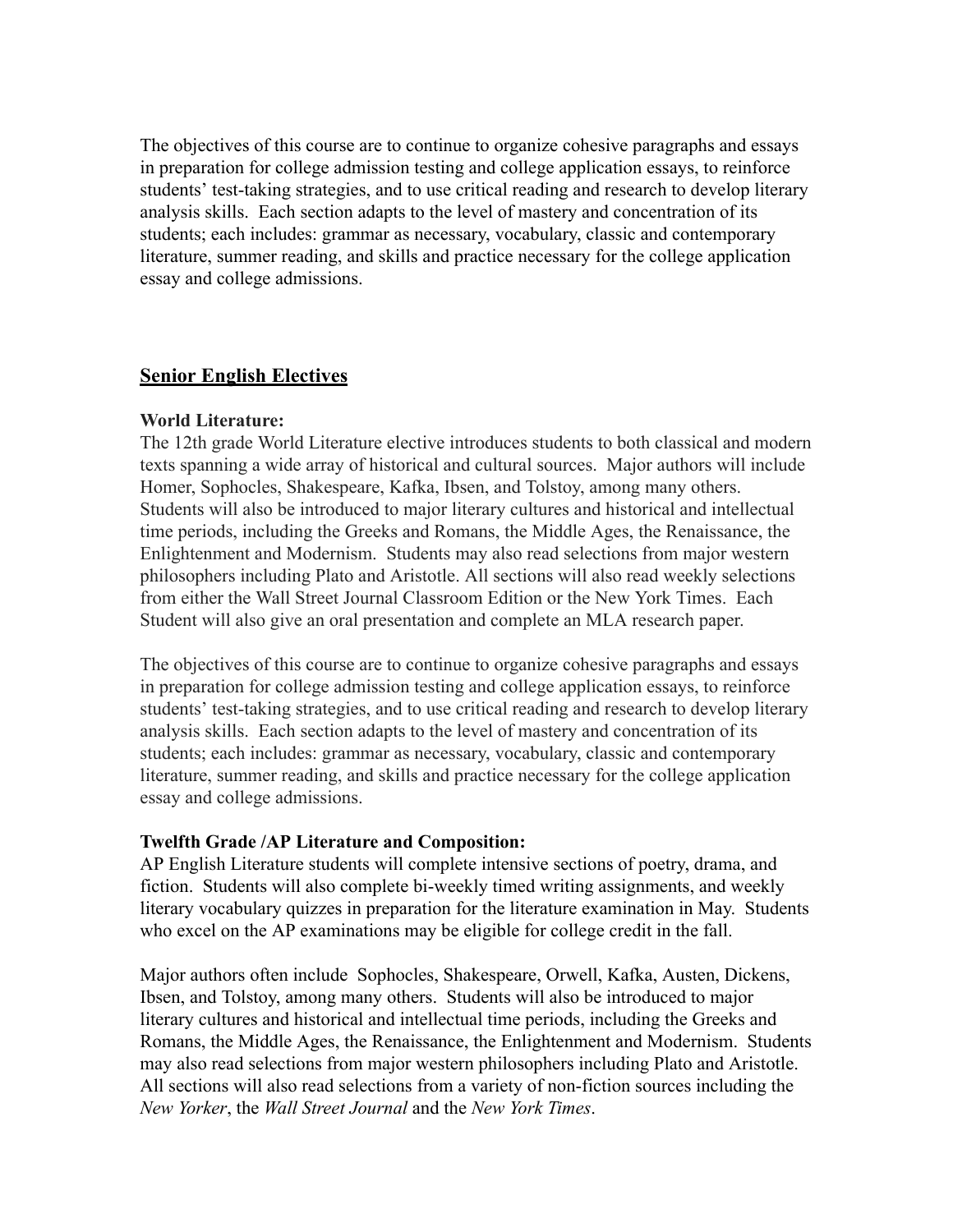The objectives of this course are to continue to organize cohesive paragraphs and essays in preparation for college admission testing and college application essays, to reinforce students' test-taking strategies, and to use critical reading and research to develop literary analysis skills. Each section adapts to the level of mastery and concentration of its students; each includes: grammar as necessary, vocabulary, classic and contemporary literature, summer reading, and skills and practice necessary for the college application essay and college admissions.

## Senior English Electives

**World Literature:**

The 12th grade World Literature elective introduces students to both classical and modern texts spanning a wide array of historical and cultural sources. Major authors will include Homer, Sophocles, Shakespeare, Kafka, Ibsen, and Tolstoy, among many others. Students will also be introduced to major literary cultures and historical and intellectual time periods, including the Greeks and Romans, the Middle Ages, the Renaissance, the Enlightenment and Modernism. Students may also read selections from major western philosophers including Plato and Aristotle. All sections will also read weekly selections from either the Wall Street Journal Classroom Edition or the New York Times. Each Student will also give an oral presentation and complete an MLA research paper.

The objectives of this course are to continue to organize cohesive paragraphs and essays in preparation for college admission testing and college application essays, to reinforce students' test-taking strategies, and to use critical reading and research to develop literary analysis skills. Each section adapts to the level of mastery and concentration of its students; each includes: grammar as necessary, vocabulary, classic and contemporary literature, summer reading, and skills and practice necessary for the college application essay and college admissions.

**Twelfth Grade /AP Literature and Composition:**

AP English Literature students will complete intensive sections of poetry, drama, and fiction. Students will also complete bi-weekly timed writing assignments, and weekly literary vocabulary quizzes in preparation for the literature examination in May. Students who excel on the AP examinations may be eligible for college credit in the fall.

Major authors often include Sophocles, Shakespeare, Orwell, Kafka, Austen, Dickens, Ibsen, and Tolstoy, among many others. Students will also be introduced to major literary cultures and historical and intellectual time periods, including the Greeks and Romans, the Middle Ages, the Renaissance, the Enlightenment and Modernism. Students may also read selections from major western philosophers including Plato and Aristotle. All sections will also read selections from a variety of non-fiction sources including the *New Yorker*, the *Wall Street Journal* and the *New York Times*.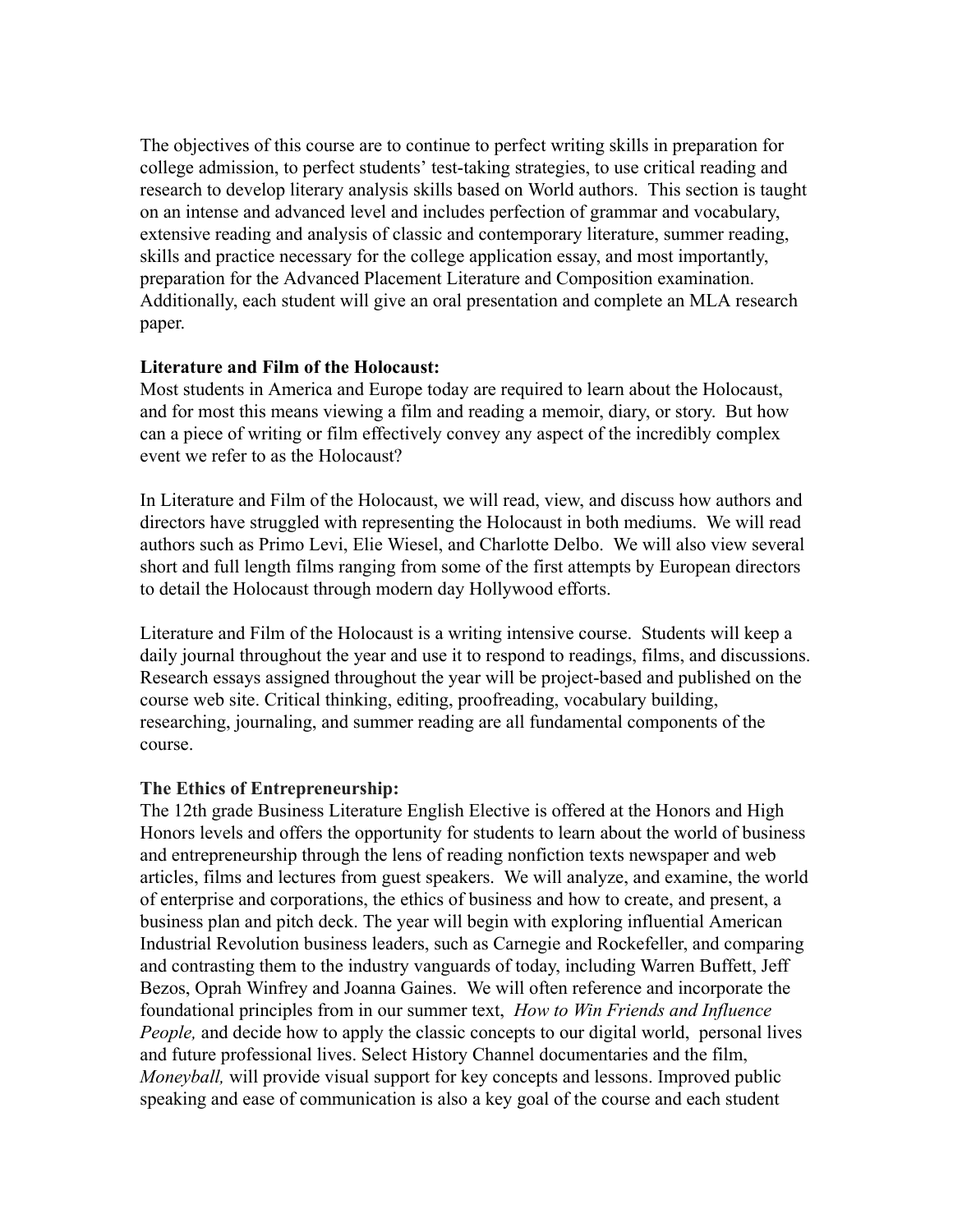The objectives of this course are to continue to perfect writing skills in preparation for college admission, to perfect students' test-taking strategies, to use critical reading and research to develop literary analysis skills based on World authors. This section is taught on an intense and advanced level and includes perfection of grammar and vocabulary, extensive reading and analysis of classic and contemporary literature, summer reading, skills and practice necessary for the college application essay, and most importantly, preparation for the Advanced Placement Literature and Composition examination. Additionally, each student will give an oral presentation and complete an MLA research paper.

**Literature and Film of the Holocaust:**
Most students in America and Europe today are required to learn about the Holocaust, and for most this means viewing a film and reading a memoir, diary, or story. But how can a piece of writing or film effectively convey any aspect of the incredibly complex event we refer to as the Holocaust?

In Literature and Film of the Holocaust, we will read, view, and discuss how authors and directors have struggled with representing the Holocaust in both mediums. We will read authors such as Primo Levi, Elie Wiesel, and Charlotte Delbo. We will also view several short and full length films ranging from some of the first attempts by European directors to detail the Holocaust through modern day Hollywood efforts.

Literature and Film of the Holocaust is a writing intensive course. Students will keep a daily journal throughout the year and use it to respond to readings, films, and discussions. Research essays assigned throughout the year will be project-based and published on the course web site. Critical thinking, editing, proofreading, vocabulary building, researching, journaling, and summer reading are all fundamental components of the course.

**The Ethics of Entrepreneurship:**
The 12th grade Business Literature English Elective is offered at the Honors and High Honors levels and offers the opportunity for students to learn about the world of business and entrepreneurship through the lens of reading nonfiction texts newspaper and web articles, films and lectures from guest speakers. We will analyze, and examine, the world of enterprise and corporations, the ethics of business and how to create, and present, a business plan and pitch deck. The year will begin with exploring influential American Industrial Revolution business leaders, such as Carnegie and Rockefeller, and comparing and contrasting them to the industry vanguards of today, including Warren Buffett, Jeff Bezos, Oprah Winfrey and Joanna Gaines. We will often reference and incorporate the foundational principles from in our summer text, *How to Win Friends and Influence People,* and decide how to apply the classic concepts to our digital world, personal lives and future professional lives. Select History Channel documentaries and the film, *Moneyball,* will provide visual support for key concepts and lessons. Improved public speaking and ease of communication is also a key goal of the course and each student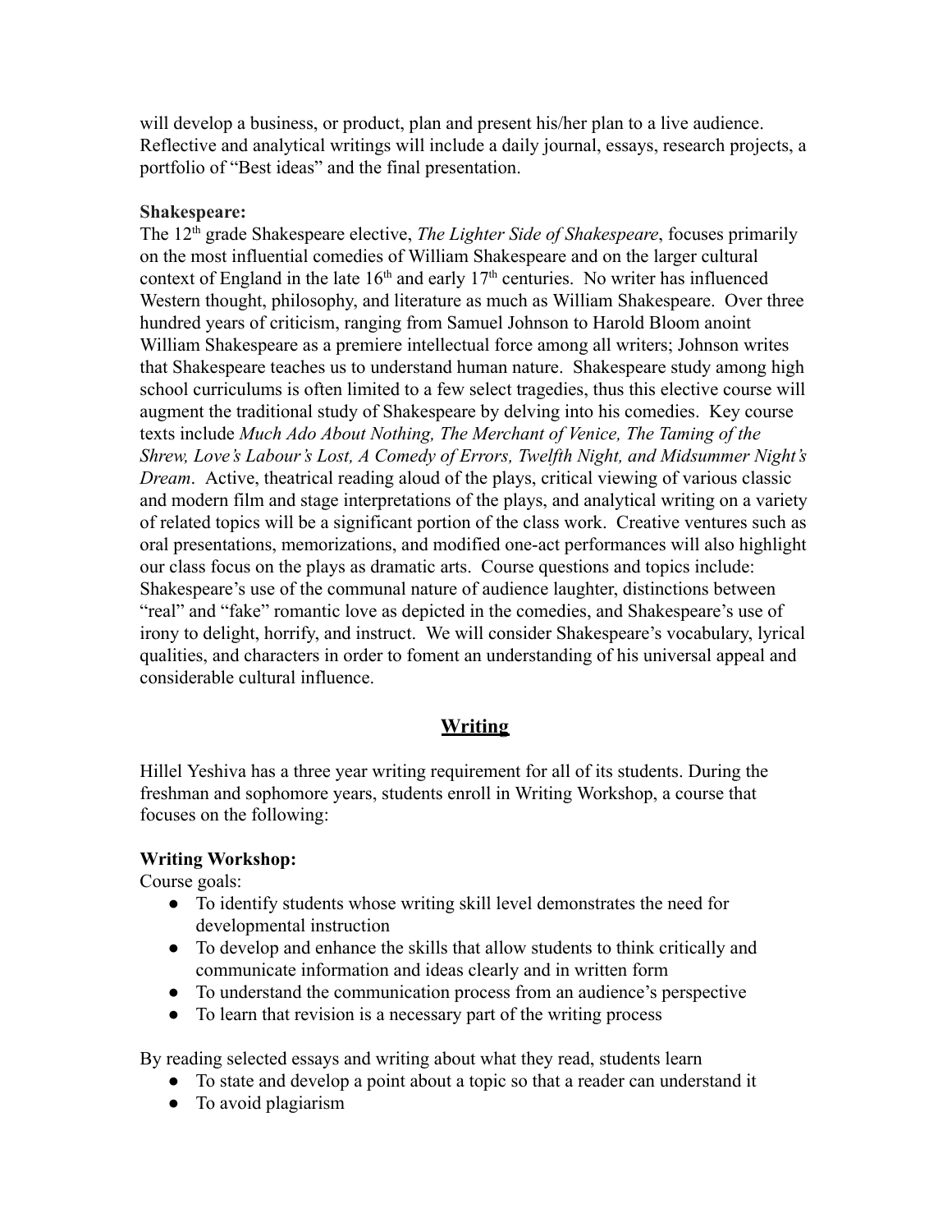will develop a business, or product, plan and present his/her plan to a live audience. Reflective and analytical writings will include a daily journal, essays, research projects, a portfolio of "Best ideas" and the final presentation.

**Shakespeare:**

The 12th grade Shakespeare elective, *The Lighter Side of Shakespeare*, focuses primarily on the most influential comedies of William Shakespeare and on the larger cultural context of England in the late 16th and early 17th centuries. No writer has influenced Western thought, philosophy, and literature as much as William Shakespeare. Over three hundred years of criticism, ranging from Samuel Johnson to Harold Bloom anoint William Shakespeare as a premiere intellectual force among all writers; Johnson writes that Shakespeare teaches us to understand human nature. Shakespeare study among high school curriculums is often limited to a few select tragedies, thus this elective course will augment the traditional study of Shakespeare by delving into his comedies. Key course texts include *Much Ado About Nothing, The Merchant of Venice, The Taming of the Shrew, Love's Labour's Lost, A Comedy of Errors, Twelfth Night, and Midsummer Night's Dream*. Active, theatrical reading aloud of the plays, critical viewing of various classic and modern film and stage interpretations of the plays, and analytical writing on a variety of related topics will be a significant portion of the class work. Creative ventures such as oral presentations, memorizations, and modified one-act performances will also highlight our class focus on the plays as dramatic arts. Course questions and topics include: Shakespeare's use of the communal nature of audience laughter, distinctions between "real" and "fake" romantic love as depicted in the comedies, and Shakespeare's use of irony to delight, horrify, and instruct. We will consider Shakespeare's vocabulary, lyrical qualities, and characters in order to foment an understanding of his universal appeal and considerable cultural influence.

## Writing

Hillel Yeshiva has a three year writing requirement for all of its students. During the freshman and sophomore years, students enroll in Writing Workshop, a course that focuses on the following:

**Writing Workshop:**

Course goals:

- To identify students whose writing skill level demonstrates the need for developmental instruction
- To develop and enhance the skills that allow students to think critically and communicate information and ideas clearly and in written form
- To understand the communication process from an audience's perspective
- To learn that revision is a necessary part of the writing process

By reading selected essays and writing about what they read, students learn

- To state and develop a point about a topic so that a reader can understand it
- To avoid plagiarism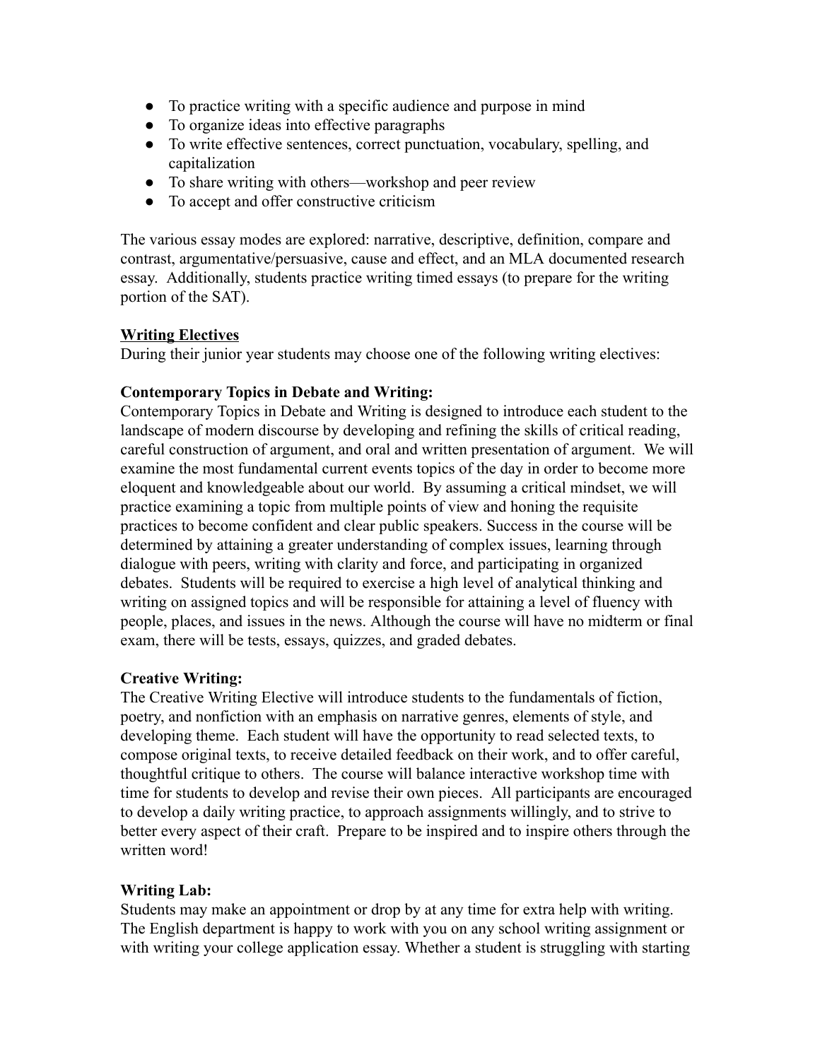- To practice writing with a specific audience and purpose in mind
- To organize ideas into effective paragraphs
- To write effective sentences, correct punctuation, vocabulary, spelling, and capitalization
- To share writing with others—workshop and peer review
- To accept and offer constructive criticism

The various essay modes are explored: narrative, descriptive, definition, compare and contrast, argumentative/persuasive, cause and effect, and an MLA documented research essay. Additionally, students practice writing timed essays (to prepare for the writing portion of the SAT).

**Writing Electives**

During their junior year students may choose one of the following writing electives:

**Contemporary Topics in Debate and Writing:**

Contemporary Topics in Debate and Writing is designed to introduce each student to the landscape of modern discourse by developing and refining the skills of critical reading, careful construction of argument, and oral and written presentation of argument. We will examine the most fundamental current events topics of the day in order to become more eloquent and knowledgeable about our world. By assuming a critical mindset, we will practice examining a topic from multiple points of view and honing the requisite practices to become confident and clear public speakers. Success in the course will be determined by attaining a greater understanding of complex issues, learning through dialogue with peers, writing with clarity and force, and participating in organized debates. Students will be required to exercise a high level of analytical thinking and writing on assigned topics and will be responsible for attaining a level of fluency with people, places, and issues in the news. Although the course will have no midterm or final exam, there will be tests, essays, quizzes, and graded debates.

**Creative Writing:**

The Creative Writing Elective will introduce students to the fundamentals of fiction, poetry, and nonfiction with an emphasis on narrative genres, elements of style, and developing theme. Each student will have the opportunity to read selected texts, to compose original texts, to receive detailed feedback on their work, and to offer careful, thoughtful critique to others. The course will balance interactive workshop time with time for students to develop and revise their own pieces. All participants are encouraged to develop a daily writing practice, to approach assignments willingly, and to strive to better every aspect of their craft. Prepare to be inspired and to inspire others through the written word!

**Writing Lab:**

Students may make an appointment or drop by at any time for extra help with writing. The English department is happy to work with you on any school writing assignment or with writing your college application essay. Whether a student is struggling with starting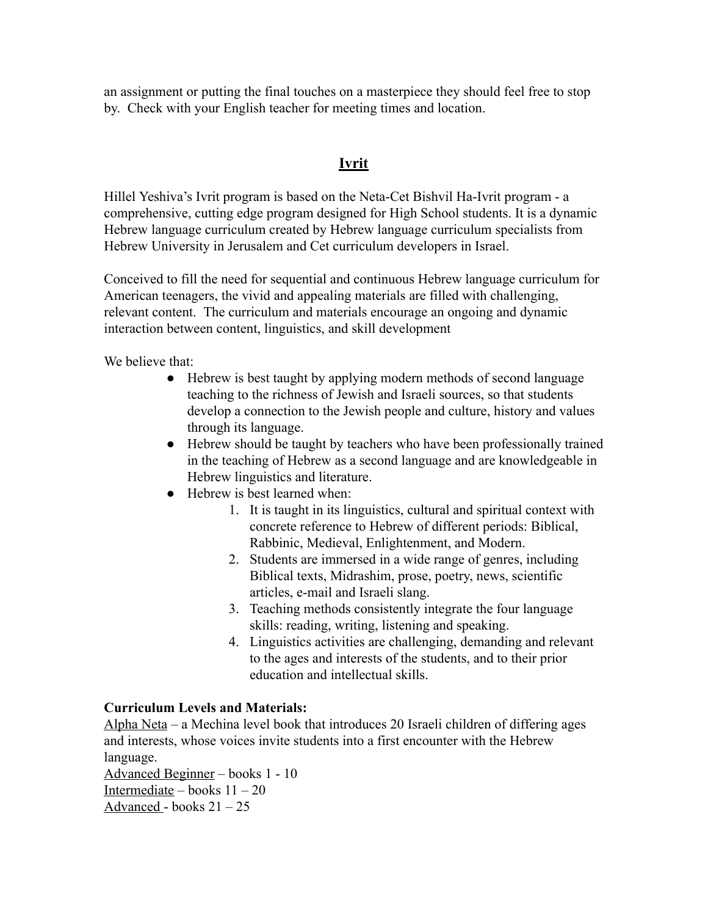an assignment or putting the final touches on a masterpiece they should feel free to stop by. Check with your English teacher for meeting times and location.

## Ivrit

Hillel Yeshiva's Ivrit program is based on the Neta-Cet Bishvil Ha-Ivrit program - a comprehensive, cutting edge program designed for High School students. It is a dynamic Hebrew language curriculum created by Hebrew language curriculum specialists from Hebrew University in Jerusalem and Cet curriculum developers in Israel.

Conceived to fill the need for sequential and continuous Hebrew language curriculum for American teenagers, the vivid and appealing materials are filled with challenging, relevant content. The curriculum and materials encourage an ongoing and dynamic interaction between content, linguistics, and skill development

We believe that:

- Hebrew is best taught by applying modern methods of second language teaching to the richness of Jewish and Israeli sources, so that students develop a connection to the Jewish people and culture, history and values through its language.
- Hebrew should be taught by teachers who have been professionally trained in the teaching of Hebrew as a second language and are knowledgeable in Hebrew linguistics and literature.
- Hebrew is best learned when:
    1. It is taught in its linguistics, cultural and spiritual context with concrete reference to Hebrew of different periods: Biblical, Rabbinic, Medieval, Enlightenment, and Modern.
    2. Students are immersed in a wide range of genres, including Biblical texts, Midrashim, prose, poetry, news, scientific articles, e-mail and Israeli slang.
    3. Teaching methods consistently integrate the four language skills: reading, writing, listening and speaking.
    4. Linguistics activities are challenging, demanding and relevant to the ages and interests of the students, and to their prior education and intellectual skills.

**Curriculum Levels and Materials:**

<u>Alpha Neta</u> – a Mechina level book that introduces 20 Israeli children of differing ages and interests, whose voices invite students into a first encounter with the Hebrew language.
<u>Advanced Beginner</u> – books 1 - 10
<u>Intermediate</u> – books 11 – 20
<u>Advanced</u> - books 21 – 25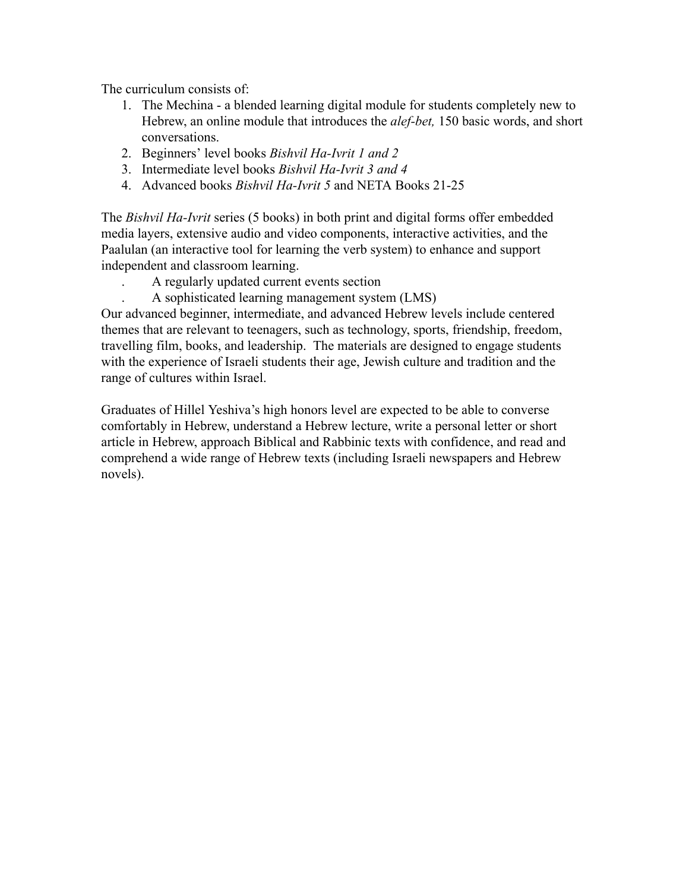The curriculum consists of:

1. The Mechina - a blended learning digital module for students completely new to Hebrew, an online module that introduces the *alef-bet,* 150 basic words, and short conversations.
2. Beginners' level books *Bishvil Ha-Ivrit 1 and 2*
3. Intermediate level books *Bishvil Ha-Ivrit 3 and 4*
4. Advanced books *Bishvil Ha-Ivrit 5* and NETA Books 21-25

The *Bishvil Ha-Ivrit* series (5 books) in both print and digital forms offer embedded media layers, extensive audio and video components, interactive activities, and the Paalulan (an interactive tool for learning the verb system) to enhance and support independent and classroom learning.

- A regularly updated current events section
- A sophisticated learning management system (LMS)

Our advanced beginner, intermediate, and advanced Hebrew levels include centered themes that are relevant to teenagers, such as technology, sports, friendship, freedom, travelling film, books, and leadership. The materials are designed to engage students with the experience of Israeli students their age, Jewish culture and tradition and the range of cultures within Israel.

Graduates of Hillel Yeshiva's high honors level are expected to be able to converse comfortably in Hebrew, understand a Hebrew lecture, write a personal letter or short article in Hebrew, approach Biblical and Rabbinic texts with confidence, and read and comprehend a wide range of Hebrew texts (including Israeli newspapers and Hebrew novels).